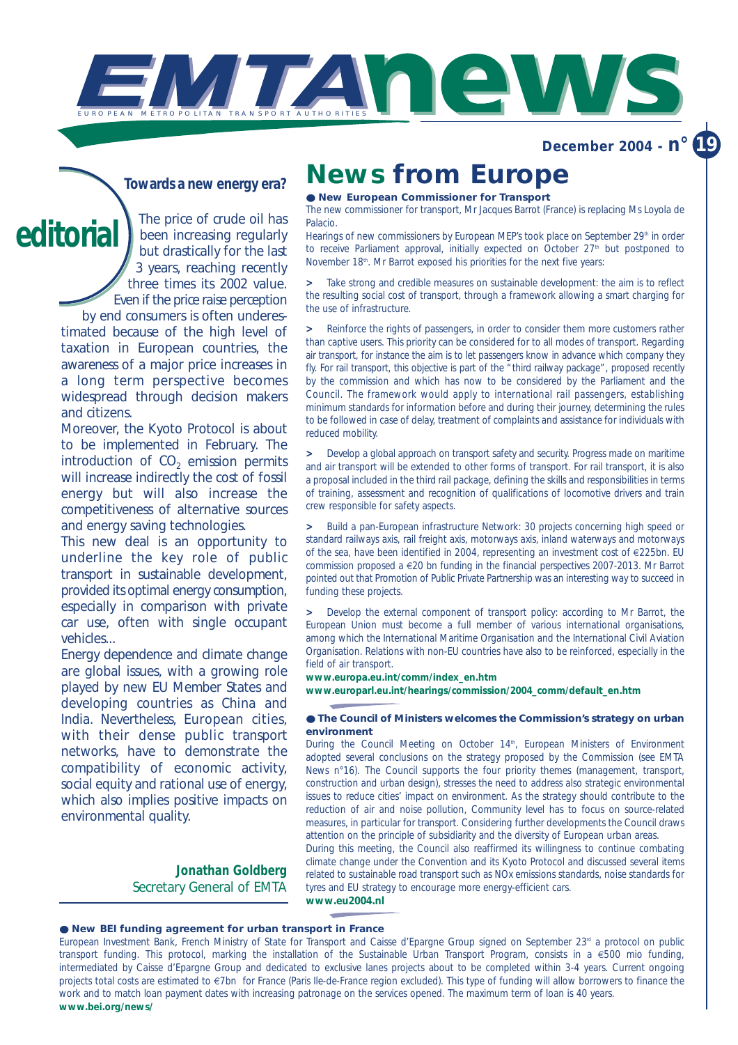# EMTA news

EUROPEAN METROPOLITAN TRANSPORT AUTHORITIES

**December 2004 - n° 19**

## editorial

### Towards a new energy era?

The price of crude oil has been increasing regularly but drastically for the last 3 years, reaching recently three times its 2002 value. Even if the price raise perception by end consumers is often underestimated because of the high level of taxation in European countries, the awareness of a major price increases in a long term perspective becomes widespread through decision makers and citizens.

Moreover, the Kyoto Protocol is about to be implemented in February. The introduction of $CO_2$ emission permits will increase indirectly the cost of fossil energy but will also increase the competitiveness of alternative sources and energy saving technologies.

This new deal is an opportunity to underline the key role of public transport in sustainable development, provided its optimal energy consumption, especially in comparison with private car use, often with single occupant vehicles...

Energy dependence and climate change are global issues, with a growing role played by new EU Member States and developing countries as China and India. Nevertheless, European cities, with their dense public transport networks, have to demonstrate the compatibility of economic activity, social equity and rational use of energy, which also implies positive impacts on environmental quality.

**Jonathan Goldberg**
Secretary General of EMTA

# News from Europe

### ● New European Commissioner for Transport

The new commissioner for transport, Mr Jacques Barrot (France) is replacing Ms Loyola de Palacio.

Hearings of new commissioners by European MEP's took place on September 29th in order to receive Parliament approval, initially expected on October 27th but postponed to November 18th. Mr Barrot exposed his priorities for the next five years:

> Take strong and credible measures on sustainable development: the aim is to reflect the resulting social cost of transport, through a framework allowing a smart charging for the use of infrastructure.

> Reinforce the rights of passengers, in order to consider them more customers rather than captive users. This priority can be considered for to all modes of transport. Regarding air transport, for instance the aim is to let passengers know in advance which company they fly. For rail transport, this objective is part of the "third railway package", proposed recently by the commission and which has now to be considered by the Parliament and the Council. The framework would apply to international rail passengers, establishing minimum standards for information before and during their journey, determining the rules to be followed in case of delay, treatment of complaints and assistance for individuals with reduced mobility.

> Develop a global approach on transport safety and security. Progress made on maritime and air transport will be extended to other forms of transport. For rail transport, it is also a proposal included in the third rail package, defining the skills and responsibilities in terms of training, assessment and recognition of qualifications of locomotive drivers and train crew responsible for safety aspects.

> Build a pan-European infrastructure Network: 30 projects concerning high speed or standard railways axis, rail freight axis, motorways axis, inland waterways and motorways of the sea, have been identified in 2004, representing an investment cost of €225bn. EU commission proposed a €20 bn funding in the financial perspectives 2007-2013. Mr Barrot pointed out that Promotion of Public Private Partnership was an interesting way to succeed in funding these projects.

> Develop the external component of transport policy: according to Mr Barrot, the European Union must become a full member of various international organisations, among which the International Maritime Organisation and the International Civil Aviation Organisation. Relations with non-EU countries have also to be reinforced, especially in the field of air transport.

**www.europa.eu.int/comm/index_en.htm**
**www.europarl.eu.int/hearings/commission/2004_comm/default_en.htm**

### ● The Council of Ministers welcomes the Commission's strategy on urban environment

During the Council Meeting on October 14th, European Ministers of Environment adopted several conclusions on the strategy proposed by the Commission (see EMTA News n°16). The Council supports the four priority themes (management, transport, construction and urban design), stresses the need to address also strategic environmental issues to reduce cities' impact on environment. As the strategy should contribute to the reduction of air and noise pollution, Community level has to focus on source-related measures, in particular for transport. Considering further developments the Council draws attention on the principle of subsidiarity and the diversity of European urban areas.

During this meeting, the Council also reaffirmed its willingness to continue combating climate change under the Convention and its Kyoto Protocol and discussed several items related to sustainable road transport such as NOx emissions standards, noise standards for tyres and EU strategy to encourage more energy-efficient cars.

**www.eu2004.nl**

### ● New BEI funding agreement for urban transport in France

European Investment Bank, French Ministry of State for Transport and Caisse d'Epargne Group signed on September 23rd a protocol on public transport funding. This protocol, marking the installation of the Sustainable Urban Transport Program, consists in a €500 mio funding, intermediated by Caisse d'Epargne Group and dedicated to exclusive lanes projects about to be completed within 3-4 years. Current ongoing projects total costs are estimated to €7bn for France (Paris Ile-de-France region excluded). This type of funding will allow borrowers to finance the work and to match loan payment dates with increasing patronage on the services opened. The maximum term of loan is 40 years.

**www.bei.org/news/**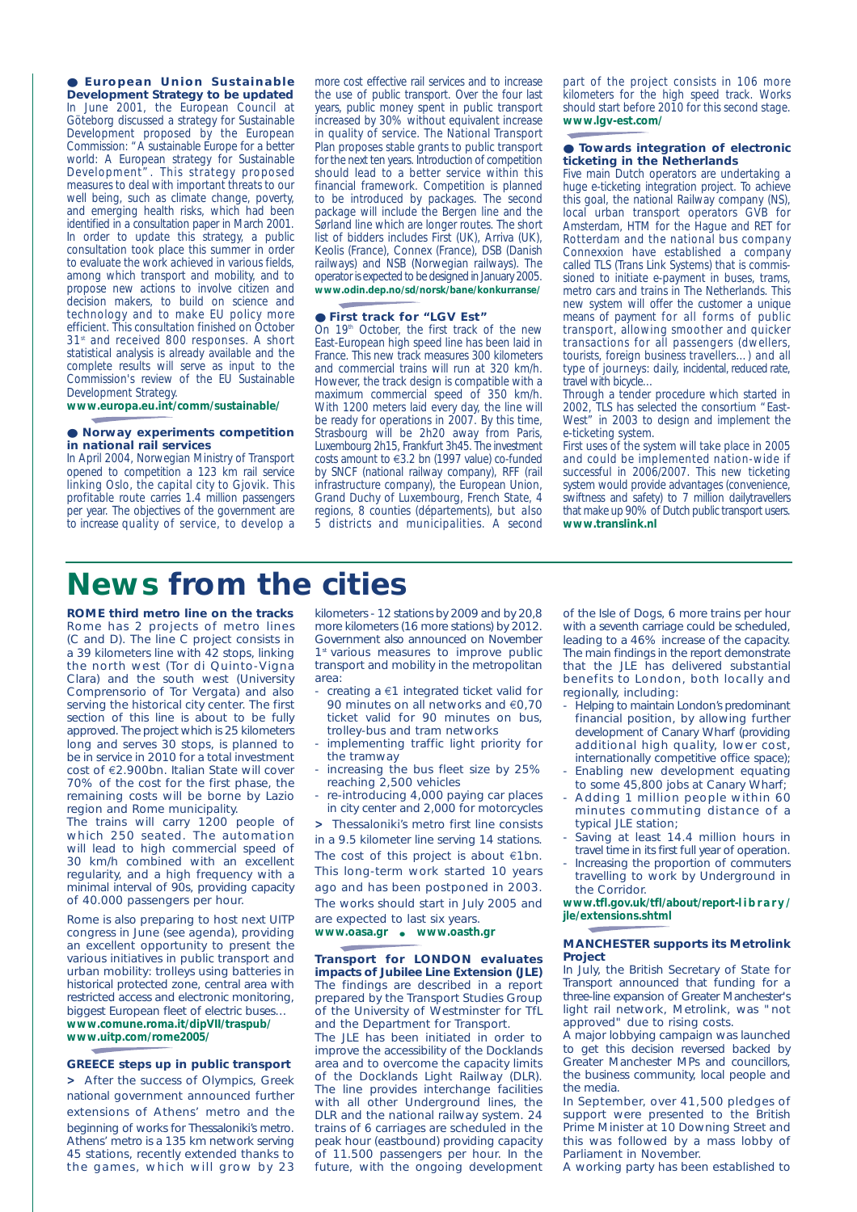### European Union Sustainable Development Strategy to be updated

In June 2001, the European Council at Göteborg discussed a strategy for Sustainable Development proposed by the European Commission: "A sustainable Europe for a better world: A European strategy for Sustainable Development". This strategy proposed measures to deal with important threats to our well being, such as climate change, poverty, and emerging health risks, which had been identified in a consultation paper in March 2001. In order to update this strategy, a public consultation took place this summer in order to evaluate the work achieved in various fields, among which transport and mobility, and to propose new actions to involve citizen and decision makers, to build on science and technology and to make EU policy more efficient. This consultation finished on October 31st and received 800 responses. A short statistical analysis is already available and the complete results will serve as input to the Commission's review of the EU Sustainable Development Strategy.

**www.europa.eu.int/comm/sustainable/**

### Norway experiments competition in national rail services

In April 2004, Norwegian Ministry of Transport opened to competition a 123 km rail service linking Oslo, the capital city to Gjovik. This profitable route carries 1.4 million passengers per year. The objectives of the government are to increase quality of service, to develop a more cost effective rail services and to increase the use of public transport. Over the four last years, public money spent in public transport increased by 30% without equivalent increase in quality of service. The National Transport Plan proposes stable grants to public transport for the next ten years. Introduction of competition should lead to a better service within this financial framework. Competition is planned to be introduced by packages. The second package will include the Bergen line and the Sørland line which are longer routes. The short list of bidders includes First (UK), Arriva (UK), Keolis (France), Connex (France), DSB (Danish railways) and NSB (Norwegian railways). The operator is expected to be designed in January 2005.

**www.odin.dep.no/sd/norsk/bane/konkurranse/**

### First track for "LGV Est"

On 19th October, the first track of the new East-European high speed line has been laid in France. This new track measures 300 kilometers and commercial trains will run at 320 km/h. However, the track design is compatible with a maximum commercial speed of 350 km/h. With 1200 meters laid every day, the line will be ready for operations in 2007. By this time, Strasbourg will be 2h20 away from Paris, Luxembourg 2h15, Frankfurt 3h45. The investment costs amount to €3.2 bn (1997 value) co-funded by SNCF (national railway company), RFF (rail infrastructure company), the European Union, Grand Duchy of Luxembourg, French State, 4 regions, 8 counties (départements), but also 5 districts and municipalities. A second part of the project consists in 106 more kilometers for the high speed track. Works should start before 2010 for this second stage.

**www.lgv-est.com/**

### Towards integration of electronic ticketing in the Netherlands

Five main Dutch operators are undertaking a huge e-ticketing integration project. To achieve this goal, the national Railway company (NS), local urban transport operators GVB for Amsterdam, HTM for the Hague and RET for Rotterdam and the national bus company Connexxion have established a company called TLS (Trans Link Systems) that is commissioned to initiate e-payment in buses, trams, metro cars and trains in The Netherlands. This new system will offer the customer a unique means of payment for all forms of public transport, allowing smoother and quicker transactions for all passengers (dwellers, tourists, foreign business travellers…) and all type of journeys: daily, incidental, reduced rate, travel with bicycle…

Through a tender procedure which started in 2002, TLS has selected the consortium "East-West" in 2003 to design and implement the e-ticketing system.

First uses of the system will take place in 2005 and could be implemented nation-wide if successful in 2006/2007. This new ticketing system would provide advantages (convenience, swiftness and safety) to 7 million dailytravellers that make up 90% of Dutch public transport users.

**www.translink.nl**

# News from the cities

### ROME third metro line on the tracks

Rome has 2 projects of metro lines (C and D). The line C project consists in a 39 kilometers line with 42 stops, linking the north west (Tor di Quinto-Vigna Clara) and the south west (University Comprensorio of Tor Vergata) and also serving the historical city center. The first section of this line is about to be fully approved. The project which is 25 kilometers long and serves 30 stops, is planned to be in service in 2010 for a total investment cost of €2.900bn. Italian State will cover 70% of the cost for the first phase, the remaining costs will be borne by Lazio region and Rome municipality.

The trains will carry 1200 people of which 250 seated. The automation will lead to high commercial speed of 30 km/h combined with an excellent regularity, and a high frequency with a minimal interval of 90s, providing capacity of 40.000 passengers per hour.

Rome is also preparing to host next UITP congress in June (see agenda), providing an excellent opportunity to present the various initiatives in public transport and urban mobility: trolleys using batteries in historical protected zone, central area with restricted access and electronic monitoring, biggest European fleet of electric buses…

**www.comune.roma.it/dipVII/traspub/**
**www.uitp.com/rome2005/**

### GREECE steps up in public transport

> After the success of Olympics, Greek national government announced further extensions of Athens' metro and the beginning of works for Thessaloniki's metro. Athens' metro is a 135 km network serving 45 stations, recently extended thanks to the games, which will grow by 23 kilometers - 12 stations by 2009 and by 20,8 more kilometers (16 more stations) by 2012. Government also announced on November 1st various measures to improve public transport and mobility in the metropolitan area:

- creating a €1 integrated ticket valid for 90 minutes on all networks and €0,70 ticket valid for 90 minutes on bus, trolley-bus and tram networks
- implementing traffic light priority for the tramway
- increasing the bus fleet size by 25% reaching 2,500 vehicles
- re-introducing 4,000 paying car places in city center and 2,000 for motorcycles

> Thessaloniki's metro first line consists in a 9.5 kilometer line serving 14 stations. The cost of this project is about €1bn. This long-term work started 10 years ago and has been postponed in 2003. The works should start in July 2005 and are expected to last six years.

**www.oasa.gr • www.oasth.gr**

### Transport for LONDON evaluates impacts of Jubilee Line Extension (JLE)

The findings are described in a report prepared by the Transport Studies Group of the University of Westminster for TfL and the Department for Transport.

The JLE has been initiated in order to improve the accessibility of the Docklands area and to overcome the capacity limits of the Docklands Light Railway (DLR). The line provides interchange facilities with all other Underground lines, the DLR and the national railway system. 24 trains of 6 carriages are scheduled in the peak hour (eastbound) providing capacity of 11.500 passengers per hour. In the future, with the ongoing development of the Isle of Dogs, 6 more trains per hour with a seventh carriage could be scheduled, leading to a 46% increase of the capacity. The main findings in the report demonstrate that the JLE has delivered substantial benefits to London, both locally and regionally, including:

- Helping to maintain London's predominant financial position, by allowing further development of Canary Wharf (providing additional high quality, lower cost, internationally competitive office space);
- Enabling new development equating to some 45,800 jobs at Canary Wharf;
- Adding 1 million people within 60 minutes commuting distance of a typical JLE station;
- Saving at least 14.4 million hours in travel time in its first full year of operation.
- Increasing the proportion of commuters travelling to work by Underground in the Corridor.

**www.tfl.gov.uk/tfl/about/report-library/jle/extensions.shtml**

### MANCHESTER supports its Metrolink Project

In July, the British Secretary of State for Transport announced that funding for a three-line expansion of Greater Manchester's light rail network, Metrolink, was "not approved" due to rising costs.

A major lobbying campaign was launched to get this decision reversed backed by Greater Manchester MPs and councillors, the business community, local people and the media.

In September, over 41,500 pledges of support were presented to the British Prime Minister at 10 Downing Street and this was followed by a mass lobby of Parliament in November.

A working party has been established to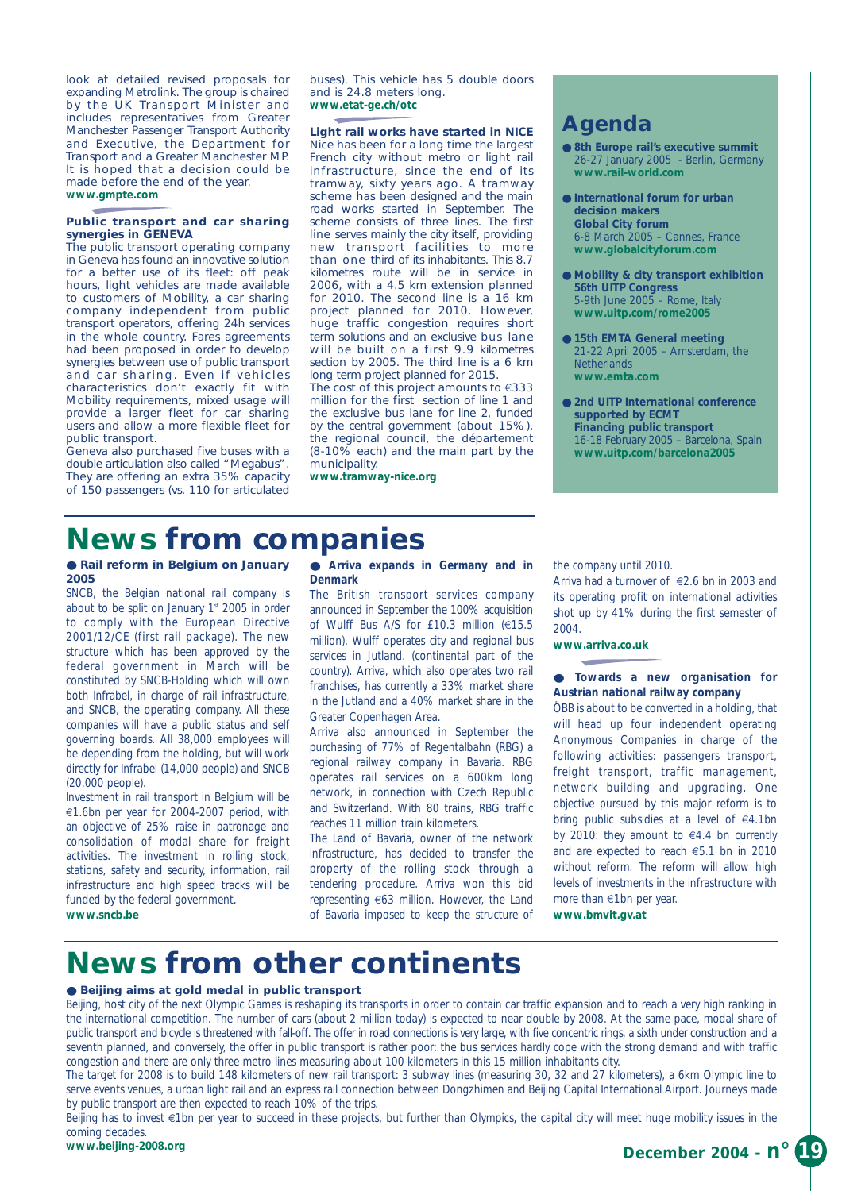look at detailed revised proposals for expanding Metrolink. The group is chaired by the UK Transport Minister and includes representatives from Greater Manchester Passenger Transport Authority and Executive, the Department for Transport and a Greater Manchester MP. It is hoped that a decision could be made before the end of the year.

**www.gmpte.com**

### Public transport and car sharing synergies in GENEVA

The public transport operating company in Geneva has found an innovative solution for a better use of its fleet: off peak hours, light vehicles are made available to customers of Mobility, a car sharing company independent from public transport operators, offering 24h services in the whole country. Fares agreements had been proposed in order to develop synergies between use of public transport and car sharing. Even if vehicles characteristics don't exactly fit with Mobility requirements, mixed usage will provide a larger fleet for car sharing users and allow a more flexible fleet for public transport.

Geneva also purchased five buses with a double articulation also called "Megabus". They are offering an extra 35% capacity of 150 passengers (vs. 110 for articulated buses). This vehicle has 5 double doors and is 24.8 meters long.

**www.etat-ge.ch/otc**

### Light rail works have started in NICE

Nice has been for a long time the largest French city without metro or light rail infrastructure, since the end of its tramway, sixty years ago. A tramway scheme has been designed and the main road works started in September. The scheme consists of three lines. The first line serves mainly the city itself, providing new transport facilities to more than one third of its inhabitants. This 8.7 kilometres route will be in service in 2006, with a 4.5 km extension planned for 2010. The second line is a 16 km project planned for 2010. However, huge traffic congestion requires short term solutions and an exclusive bus lane will be built on a first 9.9 kilometres section by 2005. The third line is a 6 km long term project planned for 2015.

The cost of this project amounts to €333 million for the first section of line 1 and the exclusive bus lane for line 2, funded by the central government (about 15%), the regional council, the département (8-10% each) and the main part by the municipality.

**www.tramway-nice.org**

## Agenda

- **8th Europe rail's executive summit**
  26-27 January 2005 - Berlin, Germany
  **www.rail-world.com**
- **International forum for urban decision makers**
  **Global City forum**
  6-8 March 2005 – Cannes, France
  **www.globalcityforum.com**
- **Mobility & city transport exhibition**
  **56th UITP Congress**
  5-9th June 2005 – Rome, Italy
  **www.uitp.com/rome2005**
- **15th EMTA General meeting**
  21-22 April 2005 – Amsterdam, the Netherlands
  **www.emta.com**
- **2nd UITP International conference supported by ECMT**
  **Financing public transport**
  16-18 February 2005 – Barcelona, Spain
  **www.uitp.com/barcelona2005**

# News from companies

### Rail reform in Belgium on January 2005

SNCB, the Belgian national rail company is about to be split on January 1st 2005 in order to comply with the European Directive 2001/12/CE (first rail package). The new structure which has been approved by the federal government in March will be constituted by SNCB-Holding which will own both Infrabel, in charge of rail infrastructure, and SNCB, the operating company. All these companies will have a public status and self governing boards. All 38,000 employees will be depending from the holding, but will work directly for Infrabel (14,000 people) and SNCB (20,000 people).

Investment in rail transport in Belgium will be €1.6bn per year for 2004-2007 period, with an objective of 25% raise in patronage and consolidation of modal share for freight activities. The investment in rolling stock, stations, safety and security, information, rail infrastructure and high speed tracks will be funded by the federal government.

**www.sncb.be**

### Arriva expands in Germany and in Denmark

The British transport services company announced in September the 100% acquisition of Wulff Bus A/S for £10.3 million (€15.5 million). Wulff operates city and regional bus services in Jutland. (continental part of the country). Arriva, which also operates two rail franchises, has currently a 33% market share in the Jutland and a 40% market share in the Greater Copenhagen Area.

Arriva also announced in September the purchasing of 77% of Regentalbahn (RBG) a regional railway company in Bavaria. RBG operates rail services on a 600km long network, in connection with Czech Republic and Switzerland. With 80 trains, RBG traffic reaches 11 million train kilometers.

The Land of Bavaria, owner of the network infrastructure, has decided to transfer the property of the rolling stock through a tendering procedure. Arriva won this bid representing €63 million. However, the Land of Bavaria imposed to keep the structure of the company until 2010.

Arriva had a turnover of €2.6 bn in 2003 and its operating profit on international activities shot up by 41% during the first semester of 2004.

**www.arriva.co.uk**

### Towards a new organisation for Austrian national railway company

ÖBB is about to be converted in a holding, that will head up four independent operating Anonymous Companies in charge of the following activities: passengers transport, freight transport, traffic management, network building and upgrading. One objective pursued by this major reform is to bring public subsidies at a level of €4.1bn by 2010: they amount to €4.4 bn currently and are expected to reach €5.1 bn in 2010 without reform. The reform will allow high levels of investments in the infrastructure with more than €1bn per year.

**www.bmvit.gv.at**

# News from other continents

### Beijing aims at gold medal in public transport

Beijing, host city of the next Olympic Games is reshaping its transports in order to contain car traffic expansion and to reach a very high ranking in the international competition. The number of cars (about 2 million today) is expected to near double by 2008. At the same pace, modal share of public transport and bicycle is threatened with fall-off. The offer in road connections is very large, with five concentric rings, a sixth under construction and a seventh planned, and conversely, the offer in public transport is rather poor: the bus services hardly cope with the strong demand and with traffic congestion and there are only three metro lines measuring about 100 kilometers in this 15 million inhabitants city.

The target for 2008 is to build 148 kilometers of new rail transport: 3 subway lines (measuring 30, 32 and 27 kilometers), a 6km Olympic line to serve events venues, a urban light rail and an express rail connection between Dongzhimen and Beijing Capital International Airport. Journeys made by public transport are then expected to reach 10% of the trips.

Beijing has to invest €1bn per year to succeed in these projects, but further than Olympics, the capital city will meet huge mobility issues in the coming decades.

**www.beijing-2008.org**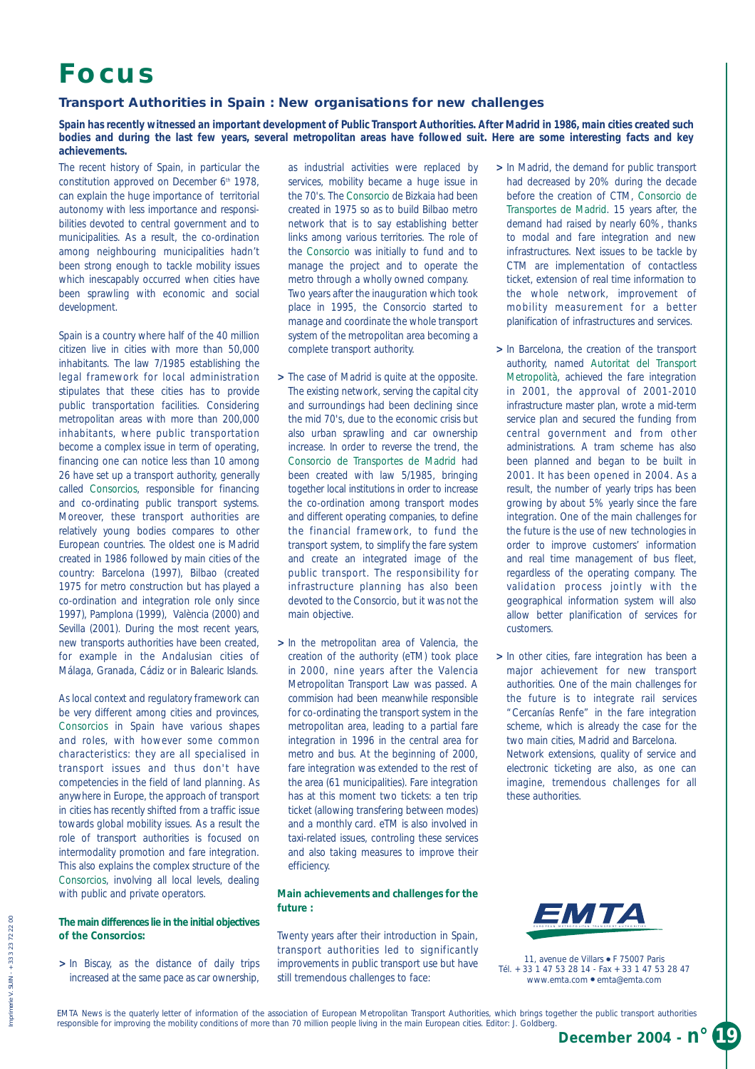# Focus

## Transport Authorities in Spain : New organisations for new challenges

**Spain has recently witnessed an important development of Public Transport Authorities. After Madrid in 1986, main cities created such bodies and during the last few years, several metropolitan areas have followed suit. Here are some interesting facts and key achievements.**

The recent history of Spain, in particular the constitution approved on December 6th 1978, can explain the huge importance of territorial autonomy with less importance and responsibilities devoted to central government and to municipalities. As a result, the co-ordination among neighbouring municipalities hadn't been strong enough to tackle mobility issues which inescapably occurred when cities have been sprawling with economic and social development.

Spain is a country where half of the 40 million citizen live in cities with more than 50,000 inhabitants. The law 7/1985 establishing the legal framework for local administration stipulates that these cities has to provide public transportation facilities. Considering metropolitan areas with more than 200,000 inhabitants, where public transportation become a complex issue in term of operating, financing one can notice less than 10 among 26 have set up a transport authority, generally called Consorcios, responsible for financing and co-ordinating public transport systems. Moreover, these transport authorities are relatively young bodies compares to other European countries. The oldest one is Madrid created in 1986 followed by main cities of the country: Barcelona (1997), Bilbao (created 1975 for metro construction but has played a co-ordination and integration role only since 1997), Pamplona (1999), València (2000) and Sevilla (2001). During the most recent years, new transports authorities have been created, for example in the Andalusian cities of Málaga, Granada, Cádiz or in Balearic Islands.

As local context and regulatory framework can be very different among cities and provinces, Consorcios in Spain have various shapes and roles, with however some common characteristics: they are all specialised in transport issues and thus don't have competencies in the field of land planning. As anywhere in Europe, the approach of transport in cities has recently shifted from a traffic issue towards global mobility issues. As a result the role of transport authorities is focused on intermodality promotion and fare integration. This also explains the complex structure of the Consorcios, involving all local levels, dealing with public and private operators.

**The main differences lie in the initial objectives of the Consorcios:**

- In Biscay, as the distance of daily trips increased at the same pace as car ownership, as industrial activities were replaced by services, mobility became a huge issue in the 70's. The Consorcio de Bizkaia had been created in 1975 so as to build Bilbao metro network that is to say establishing better links among various territories. The role of the Consorcio was initially to fund and to manage the project and to operate the metro through a wholly owned company. Two years after the inauguration which took place in 1995, the Consorcio started to manage and coordinate the whole transport system of the metropolitan area becoming a complete transport authority.
- The case of Madrid is quite at the opposite. The existing network, serving the capital city and surroundings had been declining since the mid 70's, due to the economic crisis but also urban sprawling and car ownership increase. In order to reverse the trend, the Consorcio de Transportes de Madrid had been created with law 5/1985, bringing together local institutions in order to increase the co-ordination among transport modes and different operating companies, to define the financial framework, to fund the transport system, to simplify the fare system and create an integrated image of the public transport. The responsibility for infrastructure planning has also been devoted to the Consorcio, but it was not the main objective.
- In the metropolitan area of Valencia, the creation of the authority (eTM) took place in 2000, nine years after the Valencia Metropolitan Transport Law was passed. A commision had been meanwhile responsible for co-ordinating the transport system in the metropolitan area, leading to a partial fare integration in 1996 in the central area for metro and bus. At the beginning of 2000, fare integration was extended to the rest of the area (61 municipalities). Fare integration has at this moment two tickets: a ten trip ticket (allowing transfering between modes) and a monthly card. eTM is also involved in taxi-related issues, controling these services and also taking measures to improve their efficiency.

**Main achievements and challenges for the future :**

Twenty years after their introduction in Spain, transport authorities led to significantly improvements in public transport use but have still tremendous challenges to face:

- In Madrid, the demand for public transport had decreased by 20% during the decade before the creation of CTM, Consorcio de Transportes de Madrid. 15 years after, the demand had raised by nearly 60%, thanks to modal and fare integration and new infrastructures. Next issues to be tackle by CTM are implementation of contactless ticket, extension of real time information to the whole network, improvement of mobility measurement for a better planification of infrastructures and services.
- In Barcelona, the creation of the transport authority, named Autoritat del Transport Metropolità, achieved the fare integration in 2001, the approval of 2001-2010 infrastructure master plan, wrote a mid-term service plan and secured the funding from central government and from other administrations. A tram scheme has also been planned and began to be built in 2001. It has been opened in 2004. As a result, the number of yearly trips has been growing by about 5% yearly since the fare integration. One of the main challenges for the future is the use of new technologies in order to improve customers' information and real time management of bus fleet, regardless of the operating company. The validation process jointly with the geographical information system will also allow better planification of services for customers.
- In other cities, fare integration has been a major achievement for new transport authorities. One of the main challenges for the future is to integrate rail services "Cercanías Renfe" in the fare integration scheme, which is already the case for the two main cities, Madrid and Barcelona. Network extensions, quality of service and electronic ticketing are also, as one can imagine, tremendous challenges for all these authorities.

EMTA

11, avenue de Villars • F 75007 Paris
Tél. + 33 1 47 53 28 14 - Fax + 33 1 47 53 28 47
www.emta.com • emta@emta.com

EMTA News is the quaterly letter of information of the association of European Metropolitan Transport Authorities, which brings together the public transport authorities responsible for improving the mobility conditions of more than 70 million people living in the main European cities. Editor: J. Goldberg.

**December 2004 - n° 19**